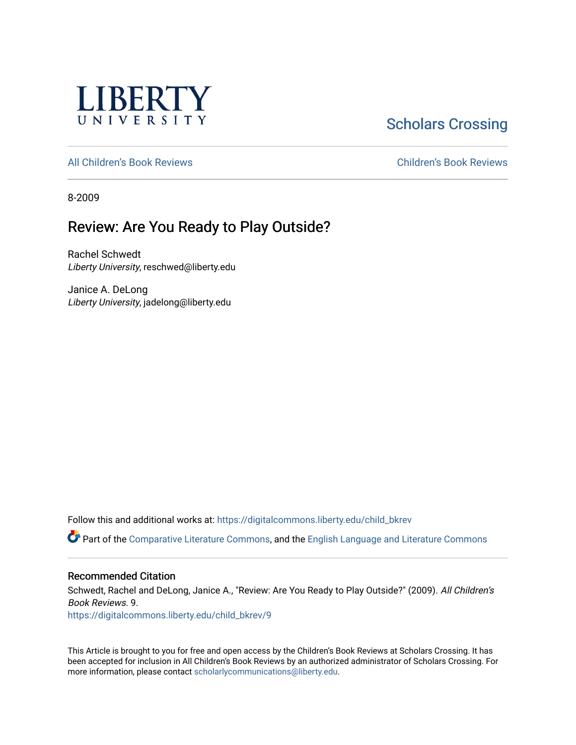LIBERTY UNIVERSITY

Scholars Crossing

All Children's Book Reviews

Children's Book Reviews

8-2009

# Review: Are You Ready to Play Outside?

Rachel Schwedt
*Liberty University*, reschwed@liberty.edu

Janice A. DeLong
*Liberty University*, jadelong@liberty.edu

Follow this and additional works at: https://digitalcommons.liberty.edu/child_bkrev

Part of the Comparative Literature Commons, and the English Language and Literature Commons

## Recommended Citation

Schwedt, Rachel and DeLong, Janice A., "Review: Are You Ready to Play Outside?" (2009). *All Children's Book Reviews*. 9.
https://digitalcommons.liberty.edu/child_bkrev/9

This Article is brought to you for free and open access by the Children's Book Reviews at Scholars Crossing. It has been accepted for inclusion in All Children's Book Reviews by an authorized administrator of Scholars Crossing. For more information, please contact scholarlycommunications@liberty.edu.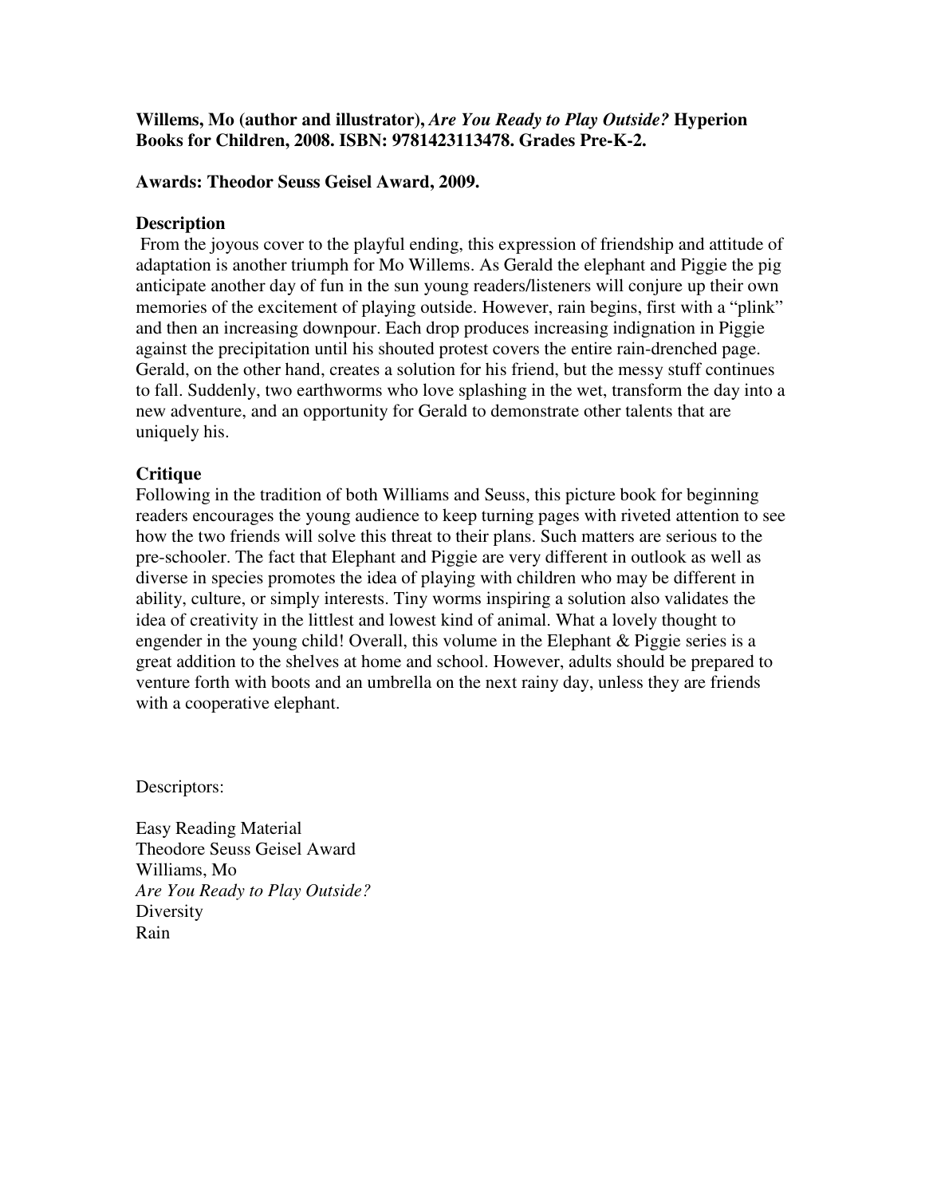**Willems, Mo (author and illustrator),** ***Are You Ready to Play Outside?*** **Hyperion Books for Children, 2008. ISBN: 9781423113478. Grades Pre-K-2.**

**Awards: Theodor Seuss Geisel Award, 2009.**

**Description**

From the joyous cover to the playful ending, this expression of friendship and attitude of adaptation is another triumph for Mo Willems. As Gerald the elephant and Piggie the pig anticipate another day of fun in the sun young readers/listeners will conjure up their own memories of the excitement of playing outside. However, rain begins, first with a "plink" and then an increasing downpour. Each drop produces increasing indignation in Piggie against the precipitation until his shouted protest covers the entire rain-drenched page. Gerald, on the other hand, creates a solution for his friend, but the messy stuff continues to fall. Suddenly, two earthworms who love splashing in the wet, transform the day into a new adventure, and an opportunity for Gerald to demonstrate other talents that are uniquely his.

**Critique**

Following in the tradition of both Williams and Seuss, this picture book for beginning readers encourages the young audience to keep turning pages with riveted attention to see how the two friends will solve this threat to their plans. Such matters are serious to the pre-schooler. The fact that Elephant and Piggie are very different in outlook as well as diverse in species promotes the idea of playing with children who may be different in ability, culture, or simply interests. Tiny worms inspiring a solution also validates the idea of creativity in the littlest and lowest kind of animal. What a lovely thought to engender in the young child! Overall, this volume in the Elephant & Piggie series is a great addition to the shelves at home and school. However, adults should be prepared to venture forth with boots and an umbrella on the next rainy day, unless they are friends with a cooperative elephant.

Descriptors:

Easy Reading Material
Theodore Seuss Geisel Award
Williams, Mo
*Are You Ready to Play Outside?*
Diversity
Rain